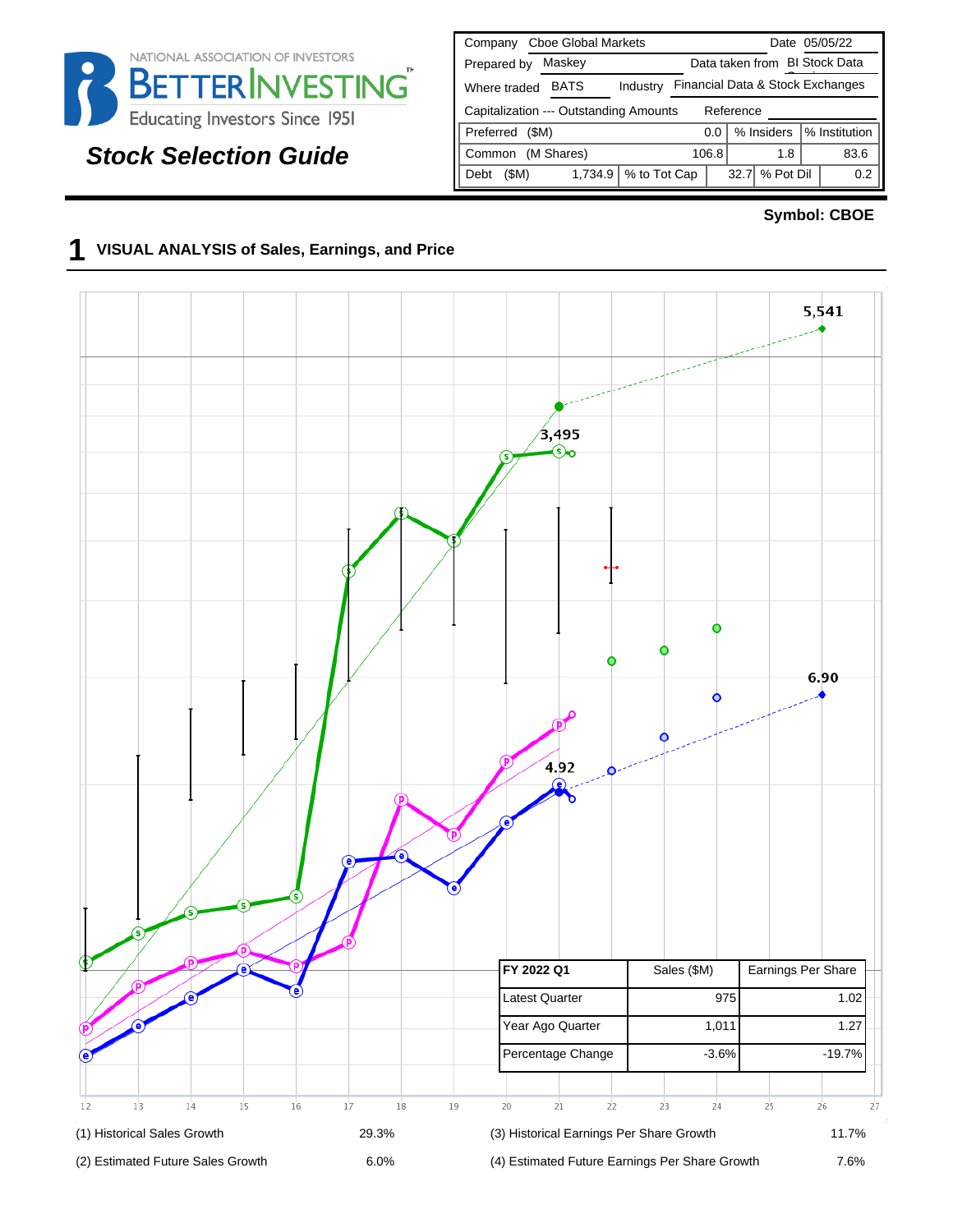NATIONAL ASSOCIATION OF INVESTORS
BETTERINVESTING™
Educating Investors Since 1951

**Stock Selection Guide**

| Company | Cboe Global Markets | | | Date | 05/05/22 |
|---|---|---|---|---|---|
| Prepared by | Maskey | | Data taken from | BI Stock Data | |
| Where traded | BATS | Industry | Financial Data & Stock Exchanges | | |
| Capitalization --- Outstanding Amounts | | | Reference | | |
| Preferred ($M) | | 0.0 | % Insiders | | % Institution |
| Common (M Shares) | | 106.8 | 1.8 | | 83.6 |
| Debt ($M) | 1,734.9 | % to Tot Cap | 32.7 | % Pot Dil | 0.2 |

**Symbol: CBOE**

## 1 VISUAL ANALYSIS of Sales, Earnings, and Price

5,541

3,495

6.90

4.92

| FY 2022 Q1 | Sales ($M) | Earnings Per Share |
|---|---|---|
| Latest Quarter | 975 | 1.02 |
| Year Ago Quarter | 1,011 | 1.27 |
| Percentage Change | -3.6% | -19.7% |

12 13 14 15 16 17 18 19 20 21 22 23 24 25 26 27

| | | | |
|---|---|---|---|
| (1) Historical Sales Growth | 29.3% | (3) Historical Earnings Per Share Growth | 11.7% |
| (2) Estimated Future Sales Growth | 6.0% | (4) Estimated Future Earnings Per Share Growth | 7.6% |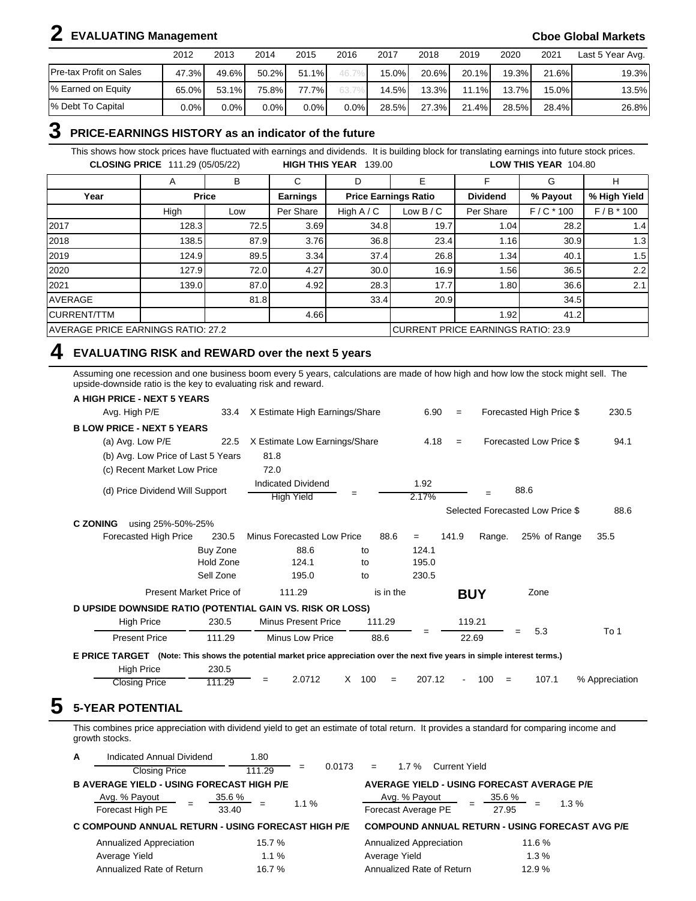## 2 EVALUATING Management

**Cboe Global Markets**

| | 2012 | 2013 | 2014 | 2015 | 2016 | 2017 | 2018 | 2019 | 2020 | 2021 | Last 5 Year Avg. |
|---|---|---|---|---|---|---|---|---|---|---|---|
| Pre-tax Profit on Sales | 47.3% | 49.6% | 50.2% | 51.1% | 46.7% | 15.0% | 20.6% | 20.1% | 19.3% | 21.6% | 19.3% |
| % Earned on Equity | 65.0% | 53.1% | 75.8% | 77.7% | 63.7% | 14.5% | 13.3% | 11.1% | 13.7% | 15.0% | 13.5% |
| % Debt To Capital | 0.0% | 0.0% | 0.0% | 0.0% | 0.0% | 28.5% | 27.3% | 21.4% | 28.5% | 28.4% | 26.8% |

## 3 PRICE-EARNINGS HISTORY as an indicator of the future

This shows how stock prices have fluctuated with earnings and dividends. It is building block for translating earnings into future stock prices.

**CLOSING PRICE** 111.29 (05/05/22) **HIGH THIS YEAR** 139.00 **LOW THIS YEAR** 104.80

| | A | B | C | D | E | F | G | H |
|---|---|---|---|---|---|---|---|---|
| **Year** | **Price** | | **Earnings** | **Price Earnings Ratio** | | **Dividend** | **% Payout** | **% High Yield** |
| | High | Low | Per Share | High A / C | Low B / C | Per Share | F / C * 100 | F / B * 100 |
| 2017 | 128.3 | 72.5 | 3.69 | 34.8 | 19.7 | 1.04 | 28.2 | 1.4 |
| 2018 | 138.5 | 87.9 | 3.76 | 36.8 | 23.4 | 1.16 | 30.9 | 1.3 |
| 2019 | 124.9 | 89.5 | 3.34 | 37.4 | 26.8 | 1.34 | 40.1 | 1.5 |
| 2020 | 127.9 | 72.0 | 4.27 | 30.0 | 16.9 | 1.56 | 36.5 | 2.2 |
| 2021 | 139.0 | 87.0 | 4.92 | 28.3 | 17.7 | 1.80 | 36.6 | 2.1 |
| AVERAGE | | 81.8 | | 33.4 | 20.9 | | 34.5 | |
| CURRENT/TTM | | | 4.66 | | | 1.92 | 41.2 | |
| AVERAGE PRICE EARNINGS RATIO: 27.2 | | | | | CURRENT PRICE EARNINGS RATIO: 23.9 | | | |

## 4 EVALUATING RISK and REWARD over the next 5 years

Assuming one recession and one business boom every 5 years, calculations are made of how high and how low the stock might sell. The upside-downside ratio is the key to evaluating risk and reward.

**A HIGH PRICE - NEXT 5 YEARS**

Avg. High P/E 33.4 X Estimate High Earnings/Share 6.90 = Forecasted High Price $ 230.5

**B LOW PRICE - NEXT 5 YEARS**

(a) Avg. Low P/E 22.5 X Estimate Low Earnings/Share 4.18 = Forecasted Low Price $ 94.1

(b) Avg. Low Price of Last 5 Years 81.8

(c) Recent Market Low Price 72.0

(d) Price Dividend Will Support: Indicated Dividend / High Yield = 1.92 / 2.17% = 88.6

Selected Forecasted Low Price $ 88.6

**C ZONING** using 25%-50%-25%

Forecasted High Price 230.5 Minus Forecasted Low Price 88.6 = 141.9 Range. 25% of Range 35.5

| | | | |
|---|---|---|---|
| Buy Zone | 88.6 | to | 124.1 |
| Hold Zone | 124.1 | to | 195.0 |
| Sell Zone | 195.0 | to | 230.5 |

Present Market Price of 111.29 is in the **BUY** Zone

**D UPSIDE DOWNSIDE RATIO (POTENTIAL GAIN VS. RISK OR LOSS)**

(High Price 230.5 Minus Present Price 111.29) / (Present Price 111.29 Minus Low Price 88.6) = 119.21 / 22.69 = 5.3 To 1

**E PRICE TARGET** **(Note: This shows the potential market price appreciation over the next five years in simple interest terms.)**

High Price 230.5 / Closing Price 111.29 = 2.0712 X 100 = 207.12 - 100 = 107.1 % Appreciation

## 5 5-YEAR POTENTIAL

This combines price appreciation with dividend yield to get an estimate of total return. It provides a standard for comparing income and growth stocks.

**A** Indicated Annual Dividend 1.80 / Closing Price 111.29 = 0.0173 = 1.7 % Current Yield

**B AVERAGE YIELD - USING FORECAST HIGH P/E**

Avg. % Payout / Forecast High PE = 35.6 % / 33.40 = 1.1 %

**AVERAGE YIELD - USING FORECAST AVERAGE P/E**

Avg. % Payout / Forecast Average PE = 35.6 % / 27.95 = 1.3 %

**C COMPOUND ANNUAL RETURN - USING FORECAST HIGH P/E**

| | |
|---|---|
| Annualized Appreciation | 15.7 % |
| Average Yield | 1.1 % |
| Annualized Rate of Return | 16.7 % |

**COMPOUND ANNUAL RETURN - USING FORECAST AVG P/E**

| | |
|---|---|
| Annualized Appreciation | 11.6 % |
| Average Yield | 1.3 % |
| Annualized Rate of Return | 12.9 % |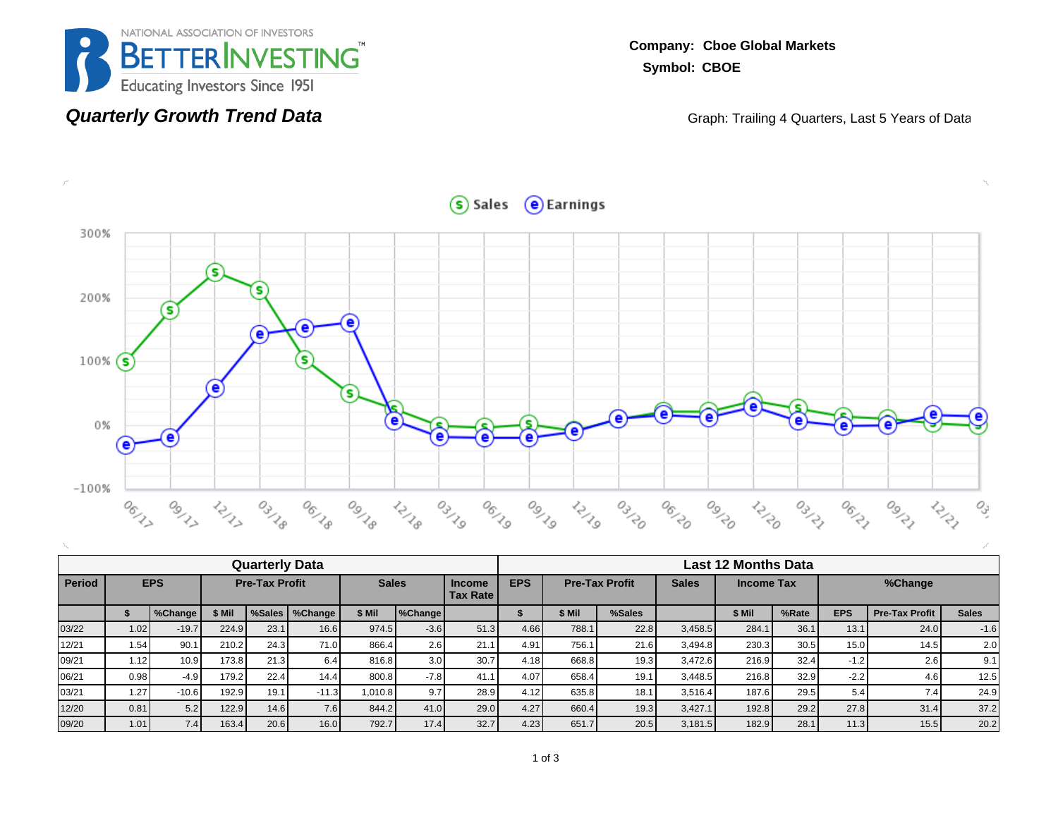NATIONAL ASSOCIATION OF INVESTORS
BETTERINVESTING™
Educating Investors Since 1951

**Company: Cboe Global Markets**
**Symbol: CBOE**

## *Quarterly Growth Trend Data*

Graph: Trailing 4 Quarters, Last 5 Years of Data

| Quarterly Data | | | | | | | | | Last 12 Months Data | | | | | | | | | |
|---|---|---|---|---|---|---|---|---|---|---|---|---|---|---|---|---|---|---|
| Period | EPS | | Pre-Tax Profit | | | Sales | | Income Tax Rate | EPS | Pre-Tax Profit | | Sales | Income Tax | | %Change | | | |
| | $ | %Change | $ Mil | %Sales | %Change | $ Mil | %Change | | $ | $ Mil | %Sales | | $ Mil | %Rate | EPS | Pre-Tax Profit | Sales | |
| 03/22 | 1.02 | -19.7 | 224.9 | 23.1 | 16.6 | 974.5 | -3.6 | 51.3 | 4.66 | 788.1 | 22.8 | 3,458.5 | 284.1 | 36.1 | 13.1 | 24.0 | -1.6 | |
| 12/21 | 1.54 | 90.1 | 210.2 | 24.3 | 71.0 | 866.4 | 2.6 | 21.1 | 4.91 | 756.1 | 21.6 | 3,494.8 | 230.3 | 30.5 | 15.0 | 14.5 | 2.0 | |
| 09/21 | 1.12 | 10.9 | 173.8 | 21.3 | 6.4 | 816.8 | 3.0 | 30.7 | 4.18 | 668.8 | 19.3 | 3,472.6 | 216.9 | 32.4 | -1.2 | 2.6 | 9.1 | |
| 06/21 | 0.98 | -4.9 | 179.2 | 22.4 | 14.4 | 800.8 | -7.8 | 41.1 | 4.07 | 658.4 | 19.1 | 3,448.5 | 216.8 | 32.9 | -2.2 | 4.6 | 12.5 | |
| 03/21 | 1.27 | -10.6 | 192.9 | 19.1 | -11.3 | 1,010.8 | 9.7 | 28.9 | 4.12 | 635.8 | 18.1 | 3,516.4 | 187.6 | 29.5 | 5.4 | 7.4 | 24.9 | |
| 12/20 | 0.81 | 5.2 | 122.9 | 14.6 | 7.6 | 844.2 | 41.0 | 29.0 | 4.27 | 660.4 | 19.3 | 3,427.1 | 192.8 | 29.2 | 27.8 | 31.4 | 37.2 | |
| 09/20 | 1.01 | 7.4 | 163.4 | 20.6 | 16.0 | 792.7 | 17.4 | 32.7 | 4.23 | 651.7 | 20.5 | 3,181.5 | 182.9 | 28.1 | 11.3 | 15.5 | 20.2 | |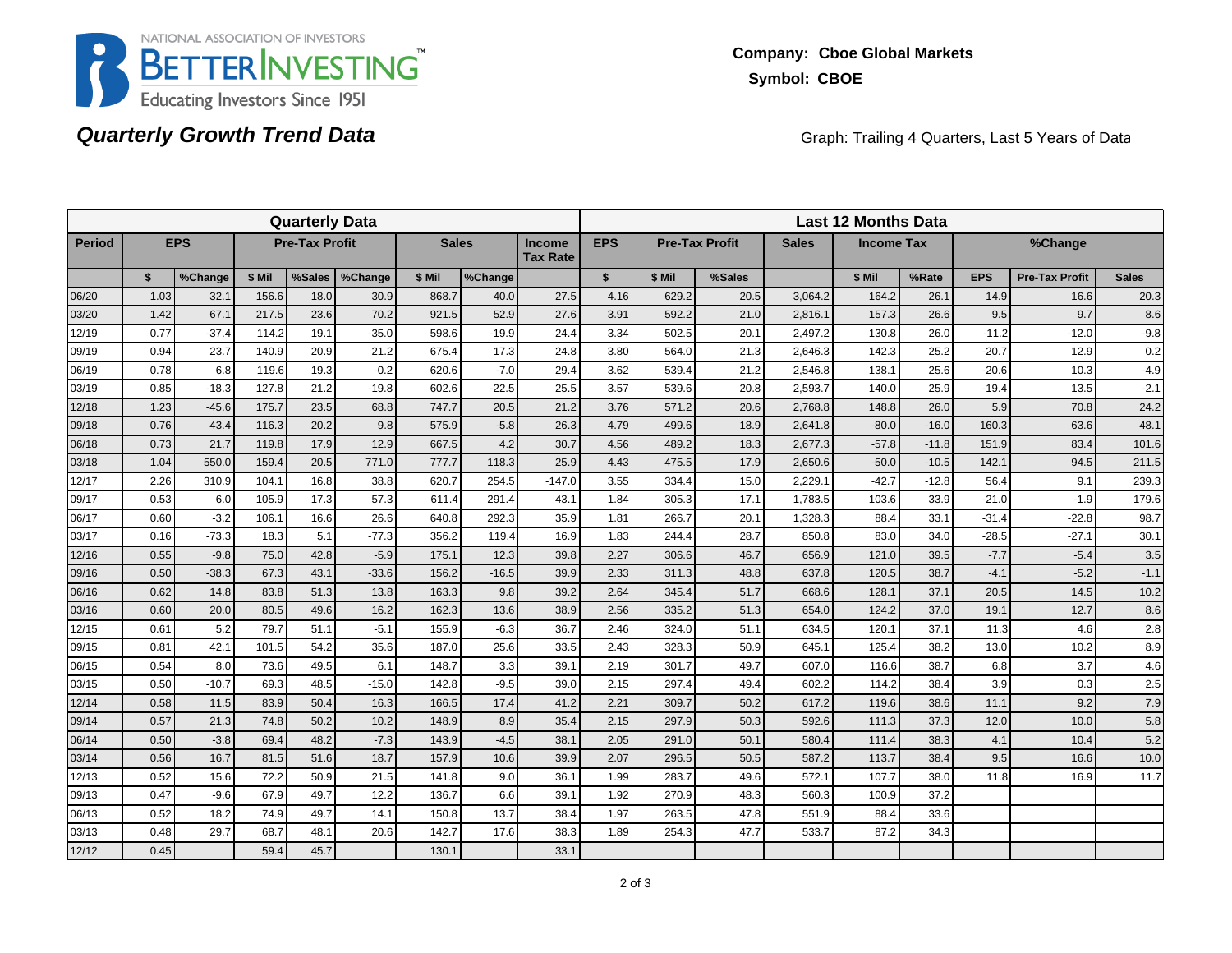NATIONAL ASSOCIATION OF INVESTORS
BETTERINVESTING™
Educating Investors Since 1951

**Company: Cboe Global Markets**
**Symbol: CBOE**

## *Quarterly Growth Trend Data*

Graph: Trailing 4 Quarters, Last 5 Years of Data

| Quarterly Data | | | | | | | | | Last 12 Months Data | | | | | | | | |
|---|---|---|---|---|---|---|---|---|---|---|---|---|---|---|---|---|---|
| Period | EPS | | Pre-Tax Profit | | | Sales | | Income Tax Rate | EPS | Pre-Tax Profit | | Sales | Income Tax | | %Change | | |
| | $ | %Change | $ Mil | %Sales | %Change | $ Mil | %Change | | $ | $ Mil | %Sales | | $ Mil | %Rate | EPS | Pre-Tax Profit | Sales |
| 06/20 | 1.03 | 32.1 | 156.6 | 18.0 | 30.9 | 868.7 | 40.0 | 27.5 | 4.16 | 629.2 | 20.5 | 3,064.2 | 164.2 | 26.1 | 14.9 | 16.6 | 20.3 |
| 03/20 | 1.42 | 67.1 | 217.5 | 23.6 | 70.2 | 921.5 | 52.9 | 27.6 | 3.91 | 592.2 | 21.0 | 2,816.1 | 157.3 | 26.6 | 9.5 | 9.7 | 8.6 |
| 12/19 | 0.77 | -37.4 | 114.2 | 19.1 | -35.0 | 598.6 | -19.9 | 24.4 | 3.34 | 502.5 | 20.1 | 2,497.2 | 130.8 | 26.0 | -11.2 | -12.0 | -9.8 |
| 09/19 | 0.94 | 23.7 | 140.9 | 20.9 | 21.2 | 675.4 | 17.3 | 24.8 | 3.80 | 564.0 | 21.3 | 2,646.3 | 142.3 | 25.2 | -20.7 | 12.9 | 0.2 |
| 06/19 | 0.78 | 6.8 | 119.6 | 19.3 | -0.2 | 620.6 | -7.0 | 29.4 | 3.62 | 539.4 | 21.2 | 2,546.8 | 138.1 | 25.6 | -20.6 | 10.3 | -4.9 |
| 03/19 | 0.85 | -18.3 | 127.8 | 21.2 | -19.8 | 602.6 | -22.5 | 25.5 | 3.57 | 539.6 | 20.8 | 2,593.7 | 140.0 | 25.9 | -19.4 | 13.5 | -2.1 |
| 12/18 | 1.23 | -45.6 | 175.7 | 23.5 | 68.8 | 747.7 | 20.5 | 21.2 | 3.76 | 571.2 | 20.6 | 2,768.8 | 148.8 | 26.0 | 5.9 | 70.8 | 24.2 |
| 09/18 | 0.76 | 43.4 | 116.3 | 20.2 | 9.8 | 575.9 | -5.8 | 26.3 | 4.79 | 499.6 | 18.9 | 2,641.8 | -80.0 | -16.0 | 160.3 | 63.6 | 48.1 |
| 06/18 | 0.73 | 21.7 | 119.8 | 17.9 | 12.9 | 667.5 | 4.2 | 30.7 | 4.56 | 489.2 | 18.3 | 2,677.3 | -57.8 | -11.8 | 151.9 | 83.4 | 101.6 |
| 03/18 | 1.04 | 550.0 | 159.4 | 20.5 | 771.0 | 777.7 | 118.3 | 25.9 | 4.43 | 475.5 | 17.9 | 2,650.6 | -50.0 | -10.5 | 142.1 | 94.5 | 211.5 |
| 12/17 | 2.26 | 310.9 | 104.1 | 16.8 | 38.8 | 620.7 | 254.5 | -147.0 | 3.55 | 334.4 | 15.0 | 2,229.1 | -42.7 | -12.8 | 56.4 | 9.1 | 239.3 |
| 09/17 | 0.53 | 6.0 | 105.9 | 17.3 | 57.3 | 611.4 | 291.4 | 43.1 | 1.84 | 305.3 | 17.1 | 1,783.5 | 103.6 | 33.9 | -21.0 | -1.9 | 179.6 |
| 06/17 | 0.60 | -3.2 | 106.1 | 16.6 | 26.6 | 640.8 | 292.3 | 35.9 | 1.81 | 266.7 | 20.1 | 1,328.3 | 88.4 | 33.1 | -31.4 | -22.8 | 98.7 |
| 03/17 | 0.16 | -73.3 | 18.3 | 5.1 | -77.3 | 356.2 | 119.4 | 16.9 | 1.83 | 244.4 | 28.7 | 850.8 | 83.0 | 34.0 | -28.5 | -27.1 | 30.1 |
| 12/16 | 0.55 | -9.8 | 75.0 | 42.8 | -5.9 | 175.1 | 12.3 | 39.8 | 2.27 | 306.6 | 46.7 | 656.9 | 121.0 | 39.5 | -7.7 | -5.4 | 3.5 |
| 09/16 | 0.50 | -38.3 | 67.3 | 43.1 | -33.6 | 156.2 | -16.5 | 39.9 | 2.33 | 311.3 | 48.8 | 637.8 | 120.5 | 38.7 | -4.1 | -5.2 | -1.1 |
| 06/16 | 0.62 | 14.8 | 83.8 | 51.3 | 13.8 | 163.3 | 9.8 | 39.2 | 2.64 | 345.4 | 51.7 | 668.6 | 128.1 | 37.1 | 20.5 | 14.5 | 10.2 |
| 03/16 | 0.60 | 20.0 | 80.5 | 49.6 | 16.2 | 162.3 | 13.6 | 38.9 | 2.56 | 335.2 | 51.3 | 654.0 | 124.2 | 37.0 | 19.1 | 12.7 | 8.6 |
| 12/15 | 0.61 | 5.2 | 79.7 | 51.1 | -5.1 | 155.9 | -6.3 | 36.7 | 2.46 | 324.0 | 51.1 | 634.5 | 120.1 | 37.1 | 11.3 | 4.6 | 2.8 |
| 09/15 | 0.81 | 42.1 | 101.5 | 54.2 | 35.6 | 187.0 | 25.6 | 33.5 | 2.43 | 328.3 | 50.9 | 645.1 | 125.4 | 38.2 | 13.0 | 10.2 | 8.9 |
| 06/15 | 0.54 | 8.0 | 73.6 | 49.5 | 6.1 | 148.7 | 3.3 | 39.1 | 2.19 | 301.7 | 49.7 | 607.0 | 116.6 | 38.7 | 6.8 | 3.7 | 4.6 |
| 03/15 | 0.50 | -10.7 | 69.3 | 48.5 | -15.0 | 142.8 | -9.5 | 39.0 | 2.15 | 297.4 | 49.4 | 602.2 | 114.2 | 38.4 | 3.9 | 0.3 | 2.5 |
| 12/14 | 0.58 | 11.5 | 83.9 | 50.4 | 16.3 | 166.5 | 17.4 | 41.2 | 2.21 | 309.7 | 50.2 | 617.2 | 119.6 | 38.6 | 11.1 | 9.2 | 7.9 |
| 09/14 | 0.57 | 21.3 | 74.8 | 50.2 | 10.2 | 148.9 | 8.9 | 35.4 | 2.15 | 297.9 | 50.3 | 592.6 | 111.3 | 37.3 | 12.0 | 10.0 | 5.8 |
| 06/14 | 0.50 | -3.8 | 69.4 | 48.2 | -7.3 | 143.9 | -4.5 | 38.1 | 2.05 | 291.0 | 50.1 | 580.4 | 111.4 | 38.3 | 4.1 | 10.4 | 5.2 |
| 03/14 | 0.56 | 16.7 | 81.5 | 51.6 | 18.7 | 157.9 | 10.6 | 39.9 | 2.07 | 296.5 | 50.5 | 587.2 | 113.7 | 38.4 | 9.5 | 16.6 | 10.0 |
| 12/13 | 0.52 | 15.6 | 72.2 | 50.9 | 21.5 | 141.8 | 9.0 | 36.1 | 1.99 | 283.7 | 49.6 | 572.1 | 107.7 | 38.0 | 11.8 | 16.9 | 11.7 |
| 09/13 | 0.47 | -9.6 | 67.9 | 49.7 | 12.2 | 136.7 | 6.6 | 39.1 | 1.92 | 270.9 | 48.3 | 560.3 | 100.9 | 37.2 | | | |
| 06/13 | 0.52 | 18.2 | 74.9 | 49.7 | 14.1 | 150.8 | 13.7 | 38.4 | 1.97 | 263.5 | 47.8 | 551.9 | 88.4 | 33.6 | | | |
| 03/13 | 0.48 | 29.7 | 68.7 | 48.1 | 20.6 | 142.7 | 17.6 | 38.3 | 1.89 | 254.3 | 47.7 | 533.7 | 87.2 | 34.3 | | | |
| 12/12 | 0.45 | | 59.4 | 45.7 | | 130.1 | | 33.1 | | | | | | | | | |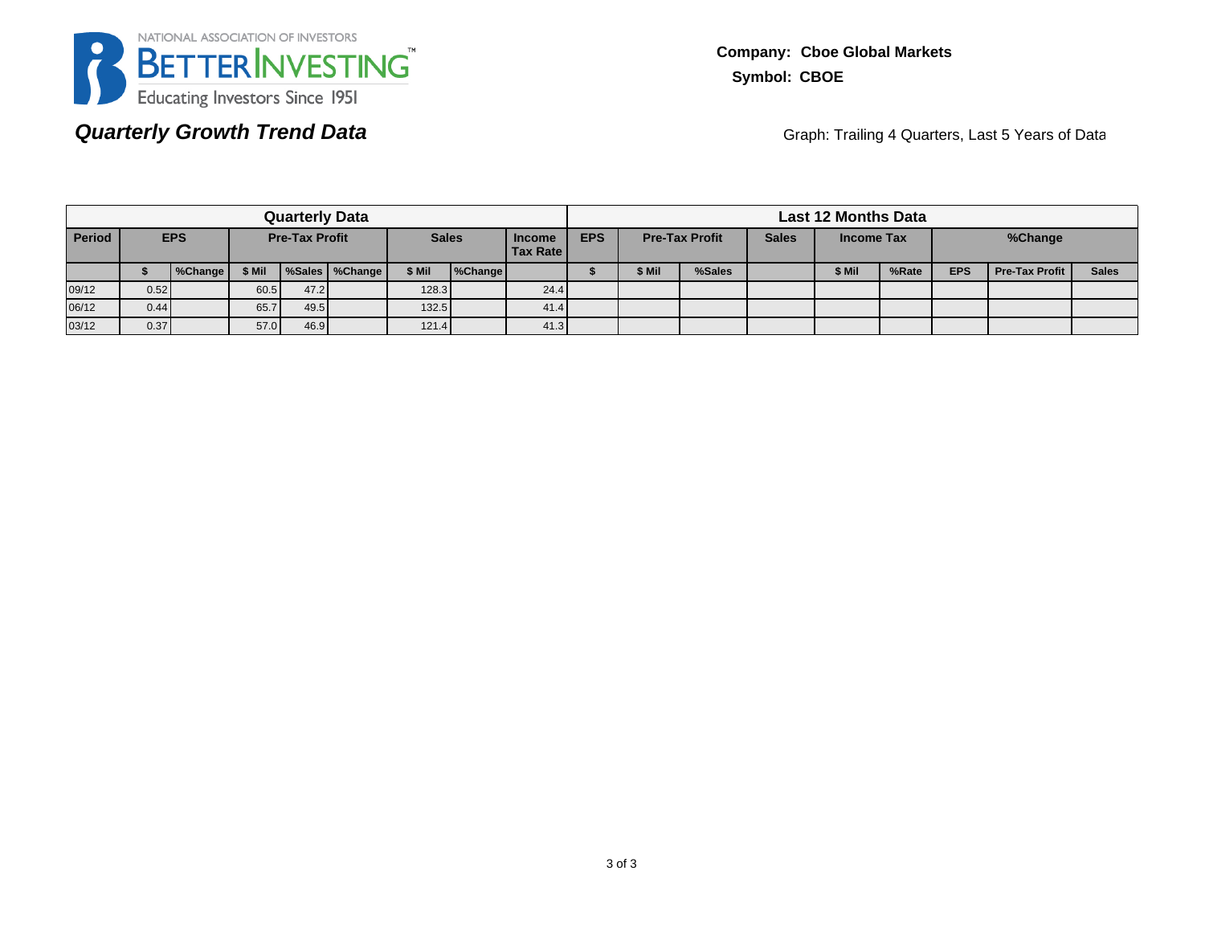NATIONAL ASSOCIATION OF INVESTORS
BETTERINVESTING™
Educating Investors Since 1951

**Company: Cboe Global Markets**
**Symbol: CBOE**

## *Quarterly Growth Trend Data*

Graph: Trailing 4 Quarters, Last 5 Years of Data

| Quarterly Data | | | | | | | | | Last 12 Months Data | | | | | | | | |
|---|---|---|---|---|---|---|---|---|---|---|---|---|---|---|---|---|---|
| Period | EPS | | Pre-Tax Profit | | | Sales | | Income Tax Rate | EPS | Pre-Tax Profit | | Sales | Income Tax | | %Change | | |
| | $ | %Change | $ Mil | %Sales | %Change | $ Mil | %Change | | $ | $ Mil | %Sales | | $ Mil | %Rate | EPS | Pre-Tax Profit | Sales |
| 09/12 | 0.52 | | 60.5 | 47.2 | | 128.3 | | 24.4 | | | | | | | | | |
| 06/12 | 0.44 | | 65.7 | 49.5 | | 132.5 | | 41.4 | | | | | | | | | |
| 03/12 | 0.37 | | 57.0 | 46.9 | | 121.4 | | 41.3 | | | | | | | | | |